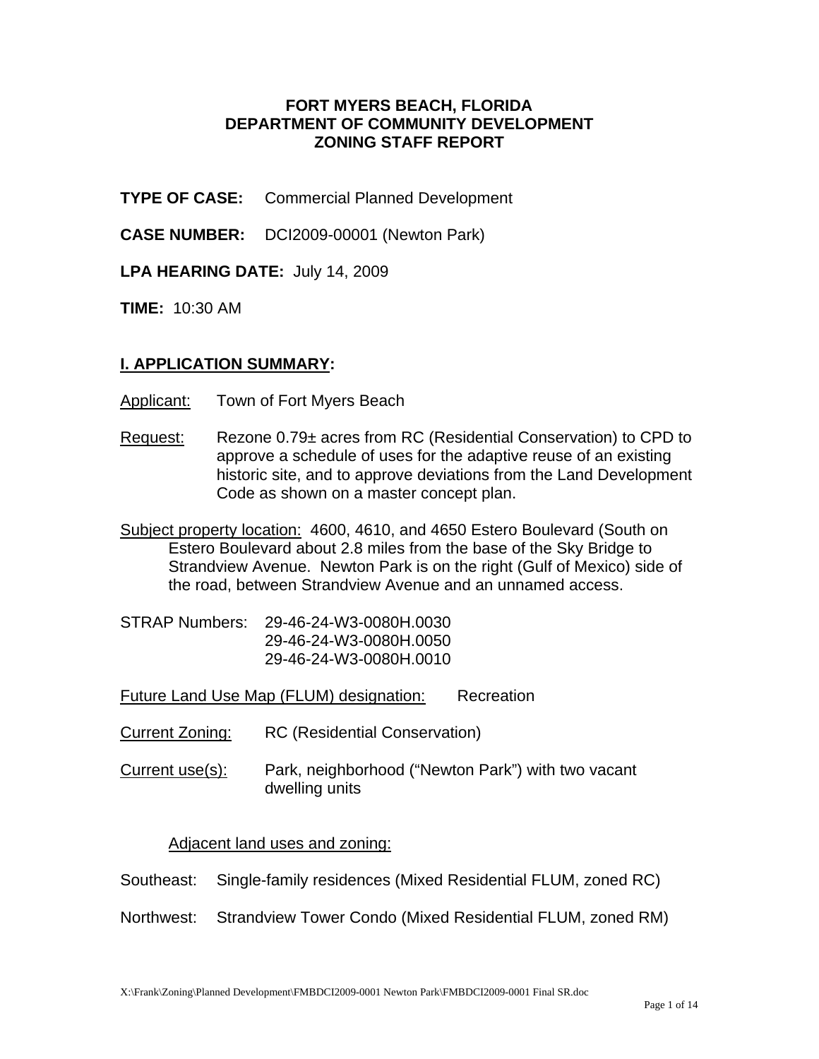# FORT MYERS BEACH, FLORIDA
# DEPARTMENT OF COMMUNITY DEVELOPMENT
# ZONING STAFF REPORT

**TYPE OF CASE:** Commercial Planned Development

**CASE NUMBER:** DCI2009-00001 (Newton Park)

**LPA HEARING DATE:** July 14, 2009

**TIME:** 10:30 AM

## I. APPLICATION SUMMARY:

Applicant: Town of Fort Myers Beach

Request: Rezone 0.79± acres from RC (Residential Conservation) to CPD to approve a schedule of uses for the adaptive reuse of an existing historic site, and to approve deviations from the Land Development Code as shown on a master concept plan.

Subject property location: 4600, 4610, and 4650 Estero Boulevard (South on Estero Boulevard about 2.8 miles from the base of the Sky Bridge to Strandview Avenue. Newton Park is on the right (Gulf of Mexico) side of the road, between Strandview Avenue and an unnamed access.

STRAP Numbers: 29-46-24-W3-0080H.0030
29-46-24-W3-0080H.0050
29-46-24-W3-0080H.0010

Future Land Use Map (FLUM) designation: Recreation

Current Zoning: RC (Residential Conservation)

Current use(s): Park, neighborhood ("Newton Park") with two vacant dwelling units

Adjacent land uses and zoning:

Southeast: Single-family residences (Mixed Residential FLUM, zoned RC)

Northwest: Strandview Tower Condo (Mixed Residential FLUM, zoned RM)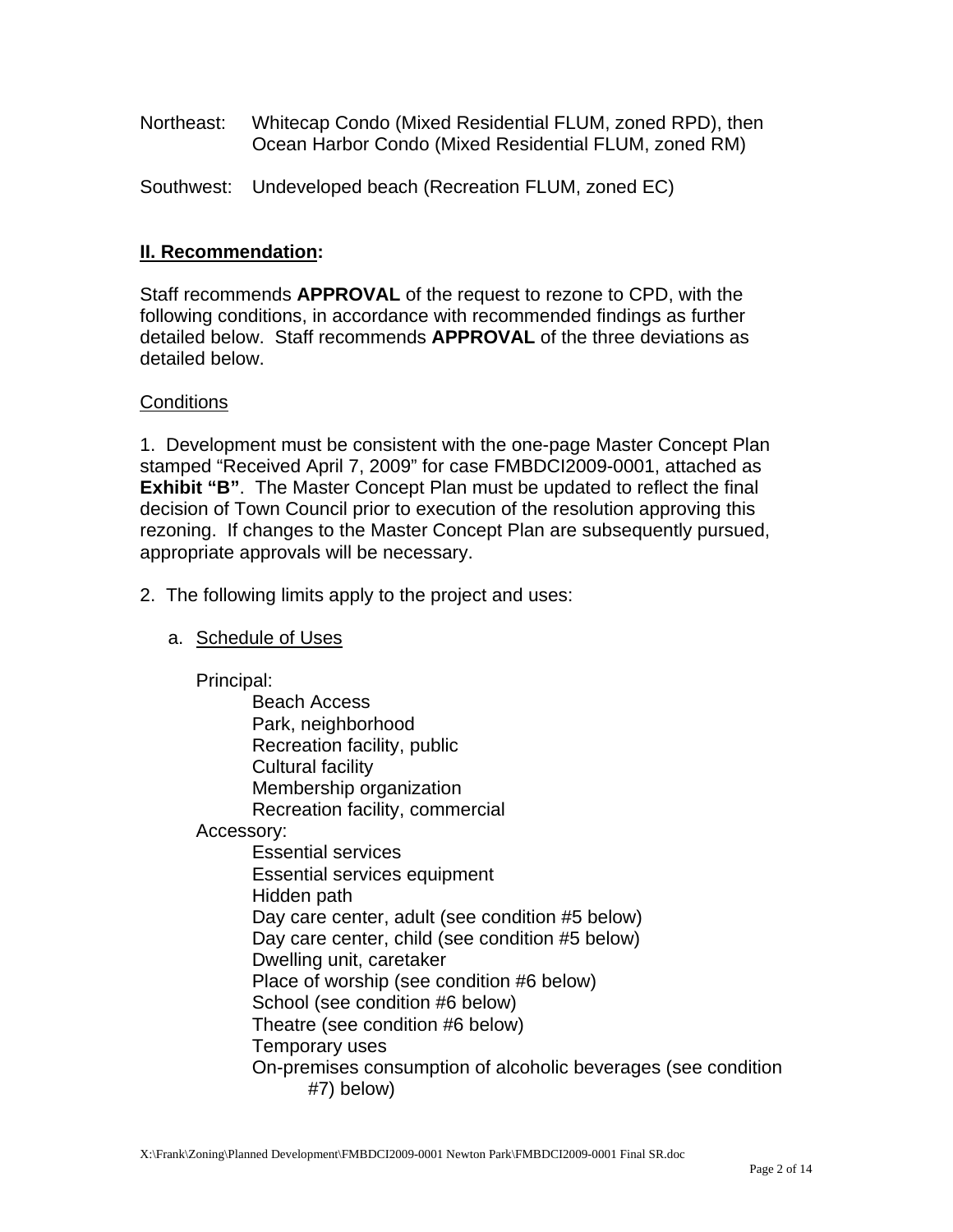Northeast: Whitecap Condo (Mixed Residential FLUM, zoned RPD), then Ocean Harbor Condo (Mixed Residential FLUM, zoned RM)

Southwest: Undeveloped beach (Recreation FLUM, zoned EC)

## II. Recommendation:

Staff recommends **APPROVAL** of the request to rezone to CPD, with the following conditions, in accordance with recommended findings as further detailed below. Staff recommends **APPROVAL** of the three deviations as detailed below.

Conditions

1. Development must be consistent with the one-page Master Concept Plan stamped "Received April 7, 2009" for case FMBDCI2009-0001, attached as **Exhibit "B"**. The Master Concept Plan must be updated to reflect the final decision of Town Council prior to execution of the resolution approving this rezoning. If changes to the Master Concept Plan are subsequently pursued, appropriate approvals will be necessary.

2. The following limits apply to the project and uses:

   a. Schedule of Uses

      Principal:
      - Beach Access
      - Park, neighborhood
      - Recreation facility, public
      - Cultural facility
      - Membership organization
      - Recreation facility, commercial

      Accessory:
      - Essential services
      - Essential services equipment
      - Hidden path
      - Day care center, adult (see condition #5 below)
      - Day care center, child (see condition #5 below)
      - Dwelling unit, caretaker
      - Place of worship (see condition #6 below)
      - School (see condition #6 below)
      - Theatre (see condition #6 below)
      - Temporary uses
      - On-premises consumption of alcoholic beverages (see condition #7) below)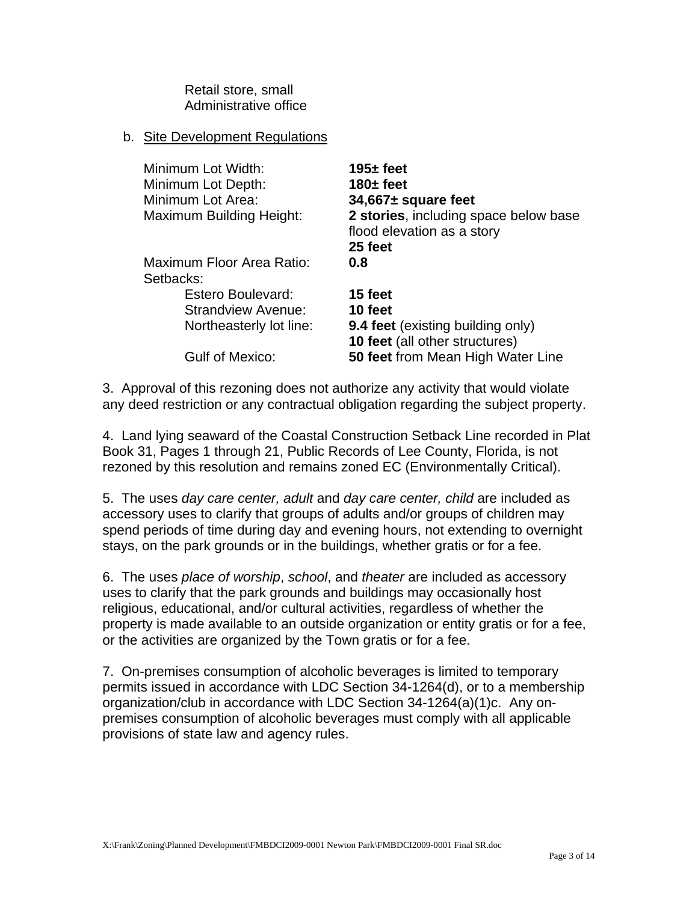Retail store, small
Administrative office

b. Site Development Regulations

| | |
|---|---|
| Minimum Lot Width: | **195± feet** |
| Minimum Lot Depth: | **180± feet** |
| Minimum Lot Area: | **34,667± square feet** |
| Maximum Building Height: | **2 stories**, including space below base flood elevation as a story<br>**25 feet** |
| Maximum Floor Area Ratio: | **0.8** |
| Setbacks: | |
| Estero Boulevard: | **15 feet** |
| Strandview Avenue: | **10 feet** |
| Northeasterly lot line: | **9.4 feet** (existing building only)<br>**10 feet** (all other structures) |
| Gulf of Mexico: | **50 feet** from Mean High Water Line |

3. Approval of this rezoning does not authorize any activity that would violate any deed restriction or any contractual obligation regarding the subject property.

4. Land lying seaward of the Coastal Construction Setback Line recorded in Plat Book 31, Pages 1 through 21, Public Records of Lee County, Florida, is not rezoned by this resolution and remains zoned EC (Environmentally Critical).

5. The uses *day care center, adult* and *day care center, child* are included as accessory uses to clarify that groups of adults and/or groups of children may spend periods of time during day and evening hours, not extending to overnight stays, on the park grounds or in the buildings, whether gratis or for a fee.

6. The uses *place of worship*, *school*, and *theater* are included as accessory uses to clarify that the park grounds and buildings may occasionally host religious, educational, and/or cultural activities, regardless of whether the property is made available to an outside organization or entity gratis or for a fee, or the activities are organized by the Town gratis or for a fee.

7. On-premises consumption of alcoholic beverages is limited to temporary permits issued in accordance with LDC Section 34-1264(d), or to a membership organization/club in accordance with LDC Section 34-1264(a)(1)c. Any on-premises consumption of alcoholic beverages must comply with all applicable provisions of state law and agency rules.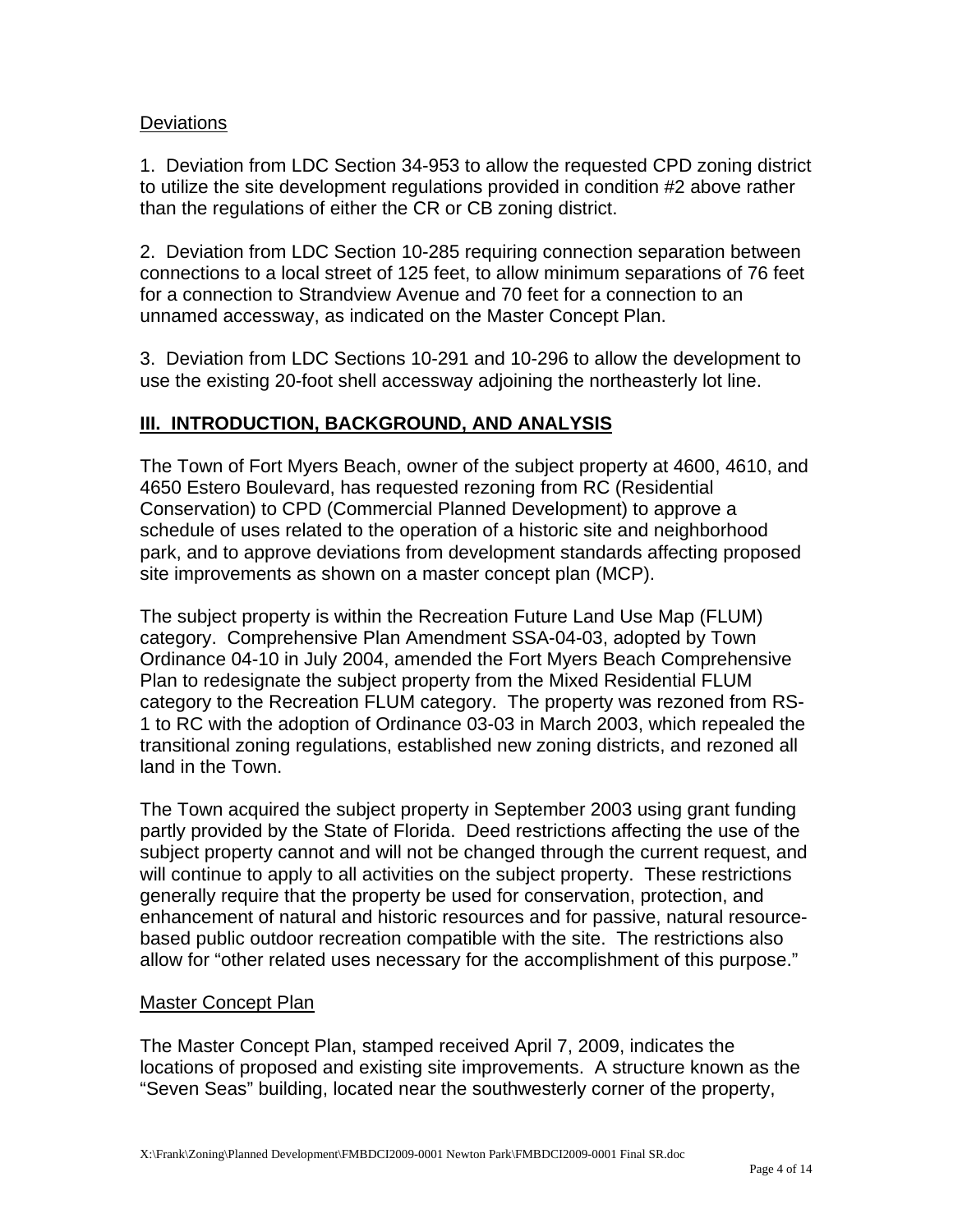Deviations

1. Deviation from LDC Section 34-953 to allow the requested CPD zoning district to utilize the site development regulations provided in condition #2 above rather than the regulations of either the CR or CB zoning district.

2. Deviation from LDC Section 10-285 requiring connection separation between connections to a local street of 125 feet, to allow minimum separations of 76 feet for a connection to Strandview Avenue and 70 feet for a connection to an unnamed accessway, as indicated on the Master Concept Plan.

3. Deviation from LDC Sections 10-291 and 10-296 to allow the development to use the existing 20-foot shell accessway adjoining the northeasterly lot line.

## III. INTRODUCTION, BACKGROUND, AND ANALYSIS

The Town of Fort Myers Beach, owner of the subject property at 4600, 4610, and 4650 Estero Boulevard, has requested rezoning from RC (Residential Conservation) to CPD (Commercial Planned Development) to approve a schedule of uses related to the operation of a historic site and neighborhood park, and to approve deviations from development standards affecting proposed site improvements as shown on a master concept plan (MCP).

The subject property is within the Recreation Future Land Use Map (FLUM) category. Comprehensive Plan Amendment SSA-04-03, adopted by Town Ordinance 04-10 in July 2004, amended the Fort Myers Beach Comprehensive Plan to redesignate the subject property from the Mixed Residential FLUM category to the Recreation FLUM category. The property was rezoned from RS-1 to RC with the adoption of Ordinance 03-03 in March 2003, which repealed the transitional zoning regulations, established new zoning districts, and rezoned all land in the Town.

The Town acquired the subject property in September 2003 using grant funding partly provided by the State of Florida. Deed restrictions affecting the use of the subject property cannot and will not be changed through the current request, and will continue to apply to all activities on the subject property. These restrictions generally require that the property be used for conservation, protection, and enhancement of natural and historic resources and for passive, natural resource-based public outdoor recreation compatible with the site. The restrictions also allow for "other related uses necessary for the accomplishment of this purpose."

Master Concept Plan

The Master Concept Plan, stamped received April 7, 2009, indicates the locations of proposed and existing site improvements. A structure known as the "Seven Seas" building, located near the southwesterly corner of the property,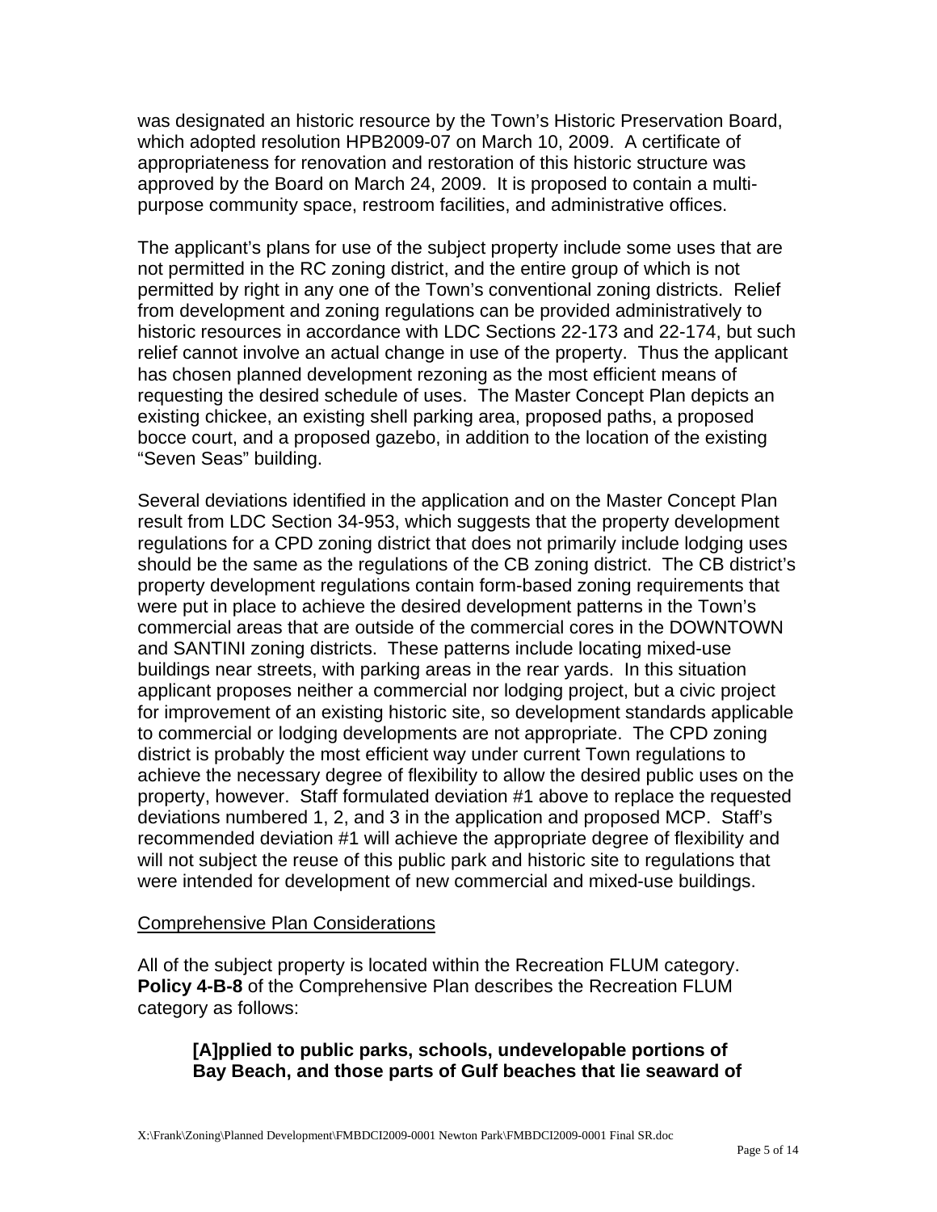was designated an historic resource by the Town's Historic Preservation Board, which adopted resolution HPB2009-07 on March 10, 2009. A certificate of appropriateness for renovation and restoration of this historic structure was approved by the Board on March 24, 2009. It is proposed to contain a multi-purpose community space, restroom facilities, and administrative offices.

The applicant's plans for use of the subject property include some uses that are not permitted in the RC zoning district, and the entire group of which is not permitted by right in any one of the Town's conventional zoning districts. Relief from development and zoning regulations can be provided administratively to historic resources in accordance with LDC Sections 22-173 and 22-174, but such relief cannot involve an actual change in use of the property. Thus the applicant has chosen planned development rezoning as the most efficient means of requesting the desired schedule of uses. The Master Concept Plan depicts an existing chickee, an existing shell parking area, proposed paths, a proposed bocce court, and a proposed gazebo, in addition to the location of the existing "Seven Seas" building.

Several deviations identified in the application and on the Master Concept Plan result from LDC Section 34-953, which suggests that the property development regulations for a CPD zoning district that does not primarily include lodging uses should be the same as the regulations of the CB zoning district. The CB district's property development regulations contain form-based zoning requirements that were put in place to achieve the desired development patterns in the Town's commercial areas that are outside of the commercial cores in the DOWNTOWN and SANTINI zoning districts. These patterns include locating mixed-use buildings near streets, with parking areas in the rear yards. In this situation applicant proposes neither a commercial nor lodging project, but a civic project for improvement of an existing historic site, so development standards applicable to commercial or lodging developments are not appropriate. The CPD zoning district is probably the most efficient way under current Town regulations to achieve the necessary degree of flexibility to allow the desired public uses on the property, however. Staff formulated deviation #1 above to replace the requested deviations numbered 1, 2, and 3 in the application and proposed MCP. Staff's recommended deviation #1 will achieve the appropriate degree of flexibility and will not subject the reuse of this public park and historic site to regulations that were intended for development of new commercial and mixed-use buildings.

Comprehensive Plan Considerations

All of the subject property is located within the Recreation FLUM category. **Policy 4-B-8** of the Comprehensive Plan describes the Recreation FLUM category as follows:

> **[A]pplied to public parks, schools, undevelopable portions of Bay Beach, and those parts of Gulf beaches that lie seaward of**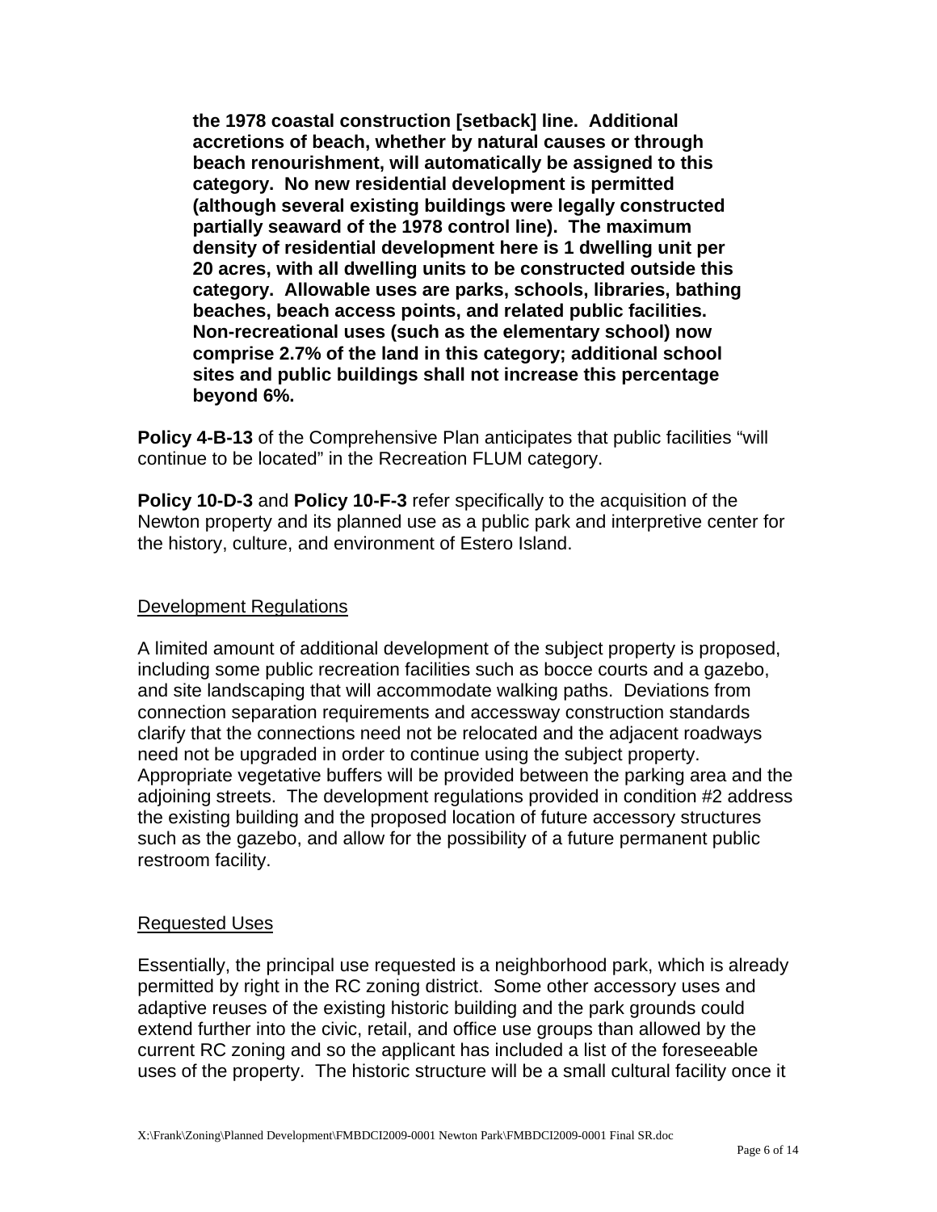**the 1978 coastal construction [setback] line. Additional accretions of beach, whether by natural causes or through beach renourishment, will automatically be assigned to this category. No new residential development is permitted (although several existing buildings were legally constructed partially seaward of the 1978 control line). The maximum density of residential development here is 1 dwelling unit per 20 acres, with all dwelling units to be constructed outside this category. Allowable uses are parks, schools, libraries, bathing beaches, beach access points, and related public facilities. Non-recreational uses (such as the elementary school) now comprise 2.7% of the land in this category; additional school sites and public buildings shall not increase this percentage beyond 6%.**

**Policy 4-B-13** of the Comprehensive Plan anticipates that public facilities "will continue to be located" in the Recreation FLUM category.

**Policy 10-D-3** and **Policy 10-F-3** refer specifically to the acquisition of the Newton property and its planned use as a public park and interpretive center for the history, culture, and environment of Estero Island.

<u>Development Regulations</u>

A limited amount of additional development of the subject property is proposed, including some public recreation facilities such as bocce courts and a gazebo, and site landscaping that will accommodate walking paths. Deviations from connection separation requirements and accessway construction standards clarify that the connections need not be relocated and the adjacent roadways need not be upgraded in order to continue using the subject property. Appropriate vegetative buffers will be provided between the parking area and the adjoining streets. The development regulations provided in condition #2 address the existing building and the proposed location of future accessory structures such as the gazebo, and allow for the possibility of a future permanent public restroom facility.

<u>Requested Uses</u>

Essentially, the principal use requested is a neighborhood park, which is already permitted by right in the RC zoning district. Some other accessory uses and adaptive reuses of the existing historic building and the park grounds could extend further into the civic, retail, and office use groups than allowed by the current RC zoning and so the applicant has included a list of the foreseeable uses of the property. The historic structure will be a small cultural facility once it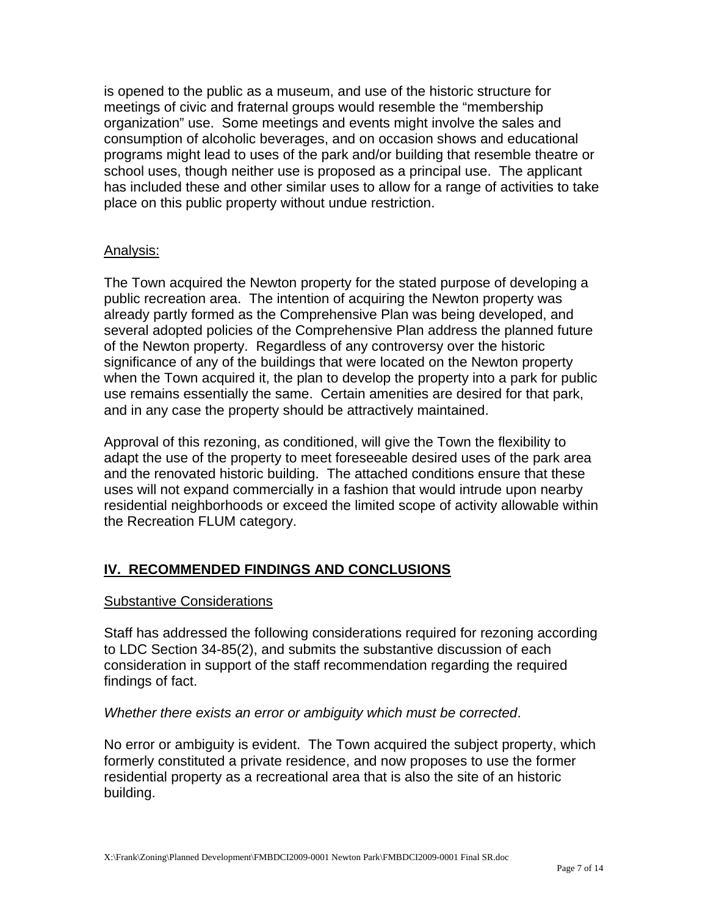is opened to the public as a museum, and use of the historic structure for meetings of civic and fraternal groups would resemble the "membership organization" use. Some meetings and events might involve the sales and consumption of alcoholic beverages, and on occasion shows and educational programs might lead to uses of the park and/or building that resemble theatre or school uses, though neither use is proposed as a principal use. The applicant has included these and other similar uses to allow for a range of activities to take place on this public property without undue restriction.

Analysis:

The Town acquired the Newton property for the stated purpose of developing a public recreation area. The intention of acquiring the Newton property was already partly formed as the Comprehensive Plan was being developed, and several adopted policies of the Comprehensive Plan address the planned future of the Newton property. Regardless of any controversy over the historic significance of any of the buildings that were located on the Newton property when the Town acquired it, the plan to develop the property into a park for public use remains essentially the same. Certain amenities are desired for that park, and in any case the property should be attractively maintained.

Approval of this rezoning, as conditioned, will give the Town the flexibility to adapt the use of the property to meet foreseeable desired uses of the park area and the renovated historic building. The attached conditions ensure that these uses will not expand commercially in a fashion that would intrude upon nearby residential neighborhoods or exceed the limited scope of activity allowable within the Recreation FLUM category.

## IV. RECOMMENDED FINDINGS AND CONCLUSIONS

Substantive Considerations

Staff has addressed the following considerations required for rezoning according to LDC Section 34-85(2), and submits the substantive discussion of each consideration in support of the staff recommendation regarding the required findings of fact.

*Whether there exists an error or ambiguity which must be corrected*.

No error or ambiguity is evident. The Town acquired the subject property, which formerly constituted a private residence, and now proposes to use the former residential property as a recreational area that is also the site of an historic building.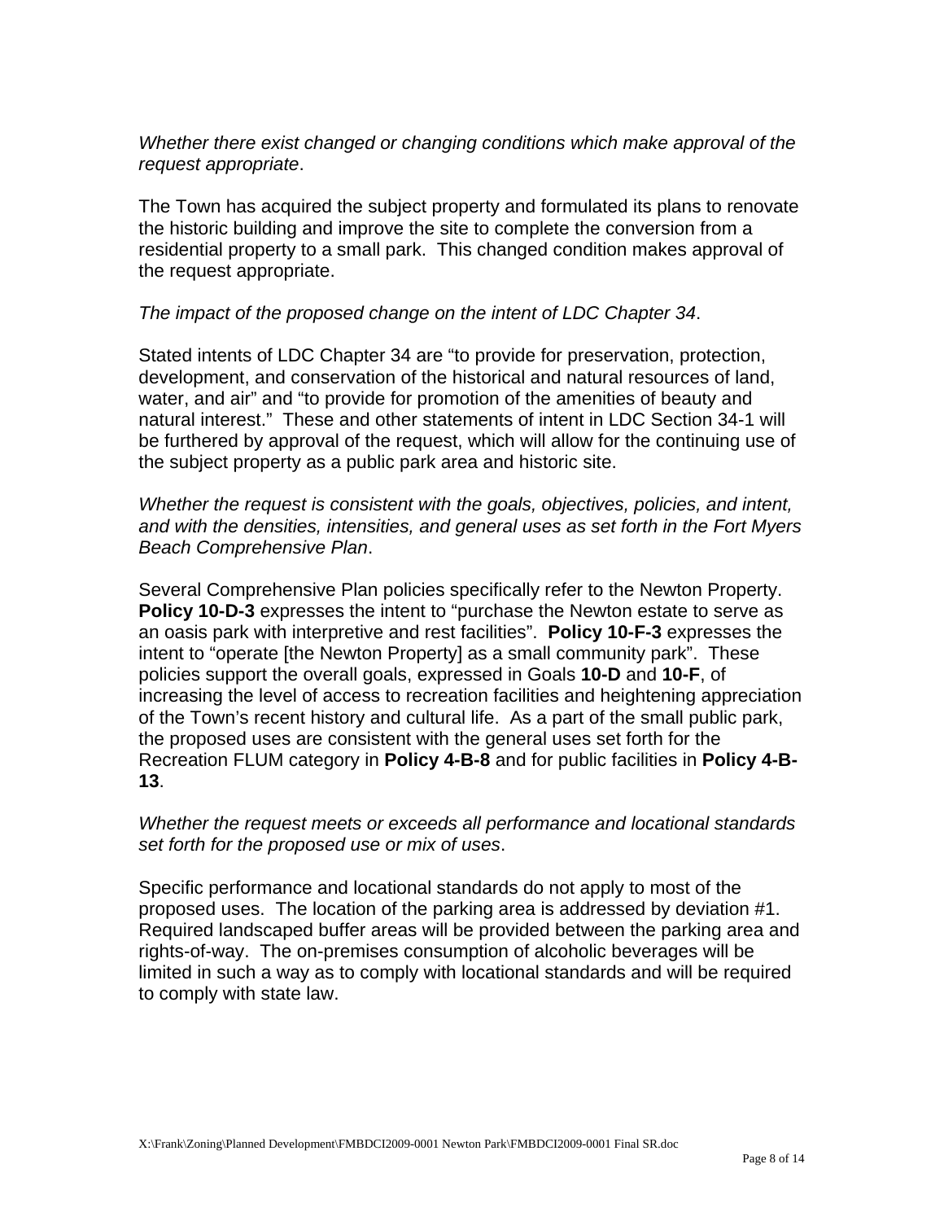*Whether there exist changed or changing conditions which make approval of the request appropriate*.

The Town has acquired the subject property and formulated its plans to renovate the historic building and improve the site to complete the conversion from a residential property to a small park. This changed condition makes approval of the request appropriate.

*The impact of the proposed change on the intent of LDC Chapter 34*.

Stated intents of LDC Chapter 34 are "to provide for preservation, protection, development, and conservation of the historical and natural resources of land, water, and air" and "to provide for promotion of the amenities of beauty and natural interest." These and other statements of intent in LDC Section 34-1 will be furthered by approval of the request, which will allow for the continuing use of the subject property as a public park area and historic site.

*Whether the request is consistent with the goals, objectives, policies, and intent, and with the densities, intensities, and general uses as set forth in the Fort Myers Beach Comprehensive Plan*.

Several Comprehensive Plan policies specifically refer to the Newton Property. **Policy 10-D-3** expresses the intent to "purchase the Newton estate to serve as an oasis park with interpretive and rest facilities". **Policy 10-F-3** expresses the intent to "operate [the Newton Property] as a small community park". These policies support the overall goals, expressed in Goals **10-D** and **10-F**, of increasing the level of access to recreation facilities and heightening appreciation of the Town's recent history and cultural life. As a part of the small public park, the proposed uses are consistent with the general uses set forth for the Recreation FLUM category in **Policy 4-B-8** and for public facilities in **Policy 4-B-13**.

*Whether the request meets or exceeds all performance and locational standards set forth for the proposed use or mix of uses*.

Specific performance and locational standards do not apply to most of the proposed uses. The location of the parking area is addressed by deviation #1. Required landscaped buffer areas will be provided between the parking area and rights-of-way. The on-premises consumption of alcoholic beverages will be limited in such a way as to comply with locational standards and will be required to comply with state law.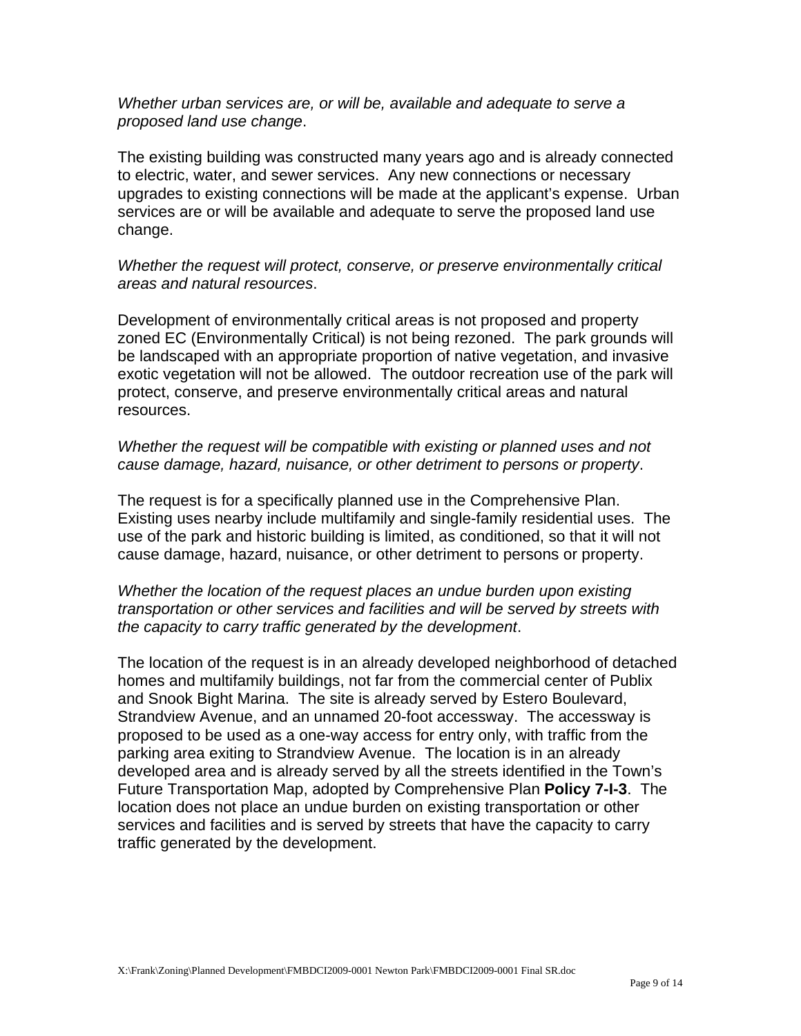*Whether urban services are, or will be, available and adequate to serve a proposed land use change*.

The existing building was constructed many years ago and is already connected to electric, water, and sewer services. Any new connections or necessary upgrades to existing connections will be made at the applicant's expense. Urban services are or will be available and adequate to serve the proposed land use change.

*Whether the request will protect, conserve, or preserve environmentally critical areas and natural resources*.

Development of environmentally critical areas is not proposed and property zoned EC (Environmentally Critical) is not being rezoned. The park grounds will be landscaped with an appropriate proportion of native vegetation, and invasive exotic vegetation will not be allowed. The outdoor recreation use of the park will protect, conserve, and preserve environmentally critical areas and natural resources.

*Whether the request will be compatible with existing or planned uses and not cause damage, hazard, nuisance, or other detriment to persons or property*.

The request is for a specifically planned use in the Comprehensive Plan. Existing uses nearby include multifamily and single-family residential uses. The use of the park and historic building is limited, as conditioned, so that it will not cause damage, hazard, nuisance, or other detriment to persons or property.

*Whether the location of the request places an undue burden upon existing transportation or other services and facilities and will be served by streets with the capacity to carry traffic generated by the development*.

The location of the request is in an already developed neighborhood of detached homes and multifamily buildings, not far from the commercial center of Publix and Snook Bight Marina. The site is already served by Estero Boulevard, Strandview Avenue, and an unnamed 20-foot accessway. The accessway is proposed to be used as a one-way access for entry only, with traffic from the parking area exiting to Strandview Avenue. The location is in an already developed area and is already served by all the streets identified in the Town's Future Transportation Map, adopted by Comprehensive Plan **Policy 7-I-3**. The location does not place an undue burden on existing transportation or other services and facilities and is served by streets that have the capacity to carry traffic generated by the development.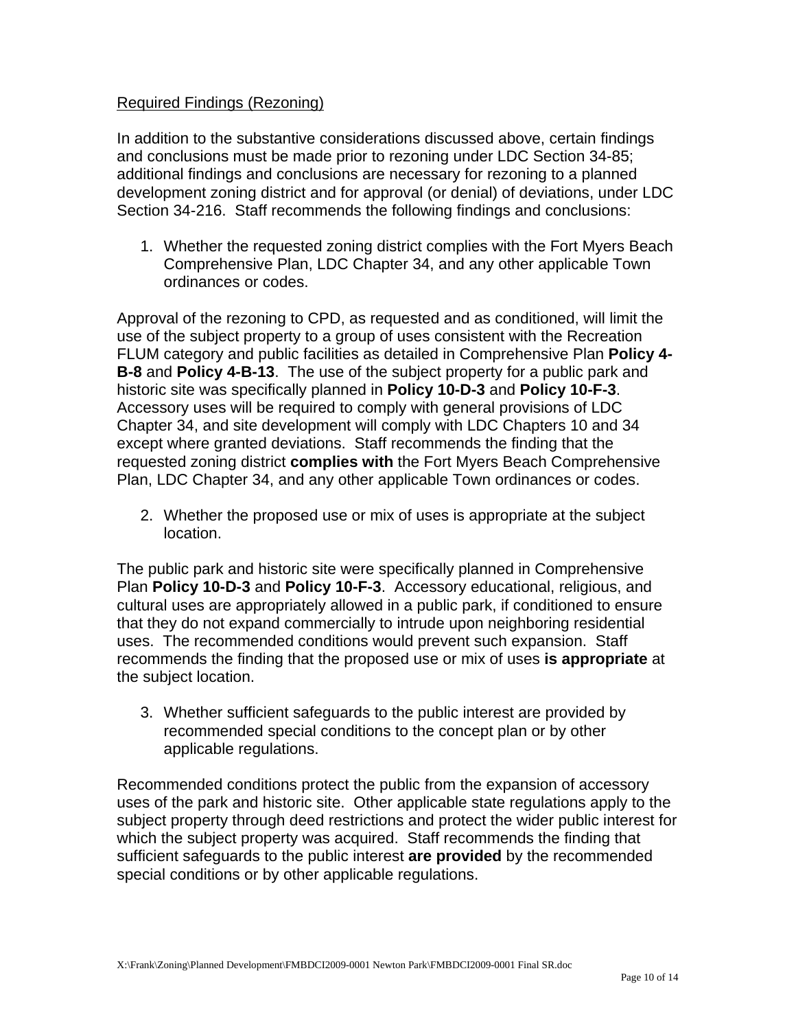Required Findings (Rezoning)

In addition to the substantive considerations discussed above, certain findings and conclusions must be made prior to rezoning under LDC Section 34-85; additional findings and conclusions are necessary for rezoning to a planned development zoning district and for approval (or denial) of deviations, under LDC Section 34-216. Staff recommends the following findings and conclusions:

1. Whether the requested zoning district complies with the Fort Myers Beach Comprehensive Plan, LDC Chapter 34, and any other applicable Town ordinances or codes.

Approval of the rezoning to CPD, as requested and as conditioned, will limit the use of the subject property to a group of uses consistent with the Recreation FLUM category and public facilities as detailed in Comprehensive Plan **Policy 4-B-8** and **Policy 4-B-13**. The use of the subject property for a public park and historic site was specifically planned in **Policy 10-D-3** and **Policy 10-F-3**. Accessory uses will be required to comply with general provisions of LDC Chapter 34, and site development will comply with LDC Chapters 10 and 34 except where granted deviations. Staff recommends the finding that the requested zoning district **complies with** the Fort Myers Beach Comprehensive Plan, LDC Chapter 34, and any other applicable Town ordinances or codes.

2. Whether the proposed use or mix of uses is appropriate at the subject location.

The public park and historic site were specifically planned in Comprehensive Plan **Policy 10-D-3** and **Policy 10-F-3**. Accessory educational, religious, and cultural uses are appropriately allowed in a public park, if conditioned to ensure that they do not expand commercially to intrude upon neighboring residential uses. The recommended conditions would prevent such expansion. Staff recommends the finding that the proposed use or mix of uses **is appropriate** at the subject location.

3. Whether sufficient safeguards to the public interest are provided by recommended special conditions to the concept plan or by other applicable regulations.

Recommended conditions protect the public from the expansion of accessory uses of the park and historic site. Other applicable state regulations apply to the subject property through deed restrictions and protect the wider public interest for which the subject property was acquired. Staff recommends the finding that sufficient safeguards to the public interest **are provided** by the recommended special conditions or by other applicable regulations.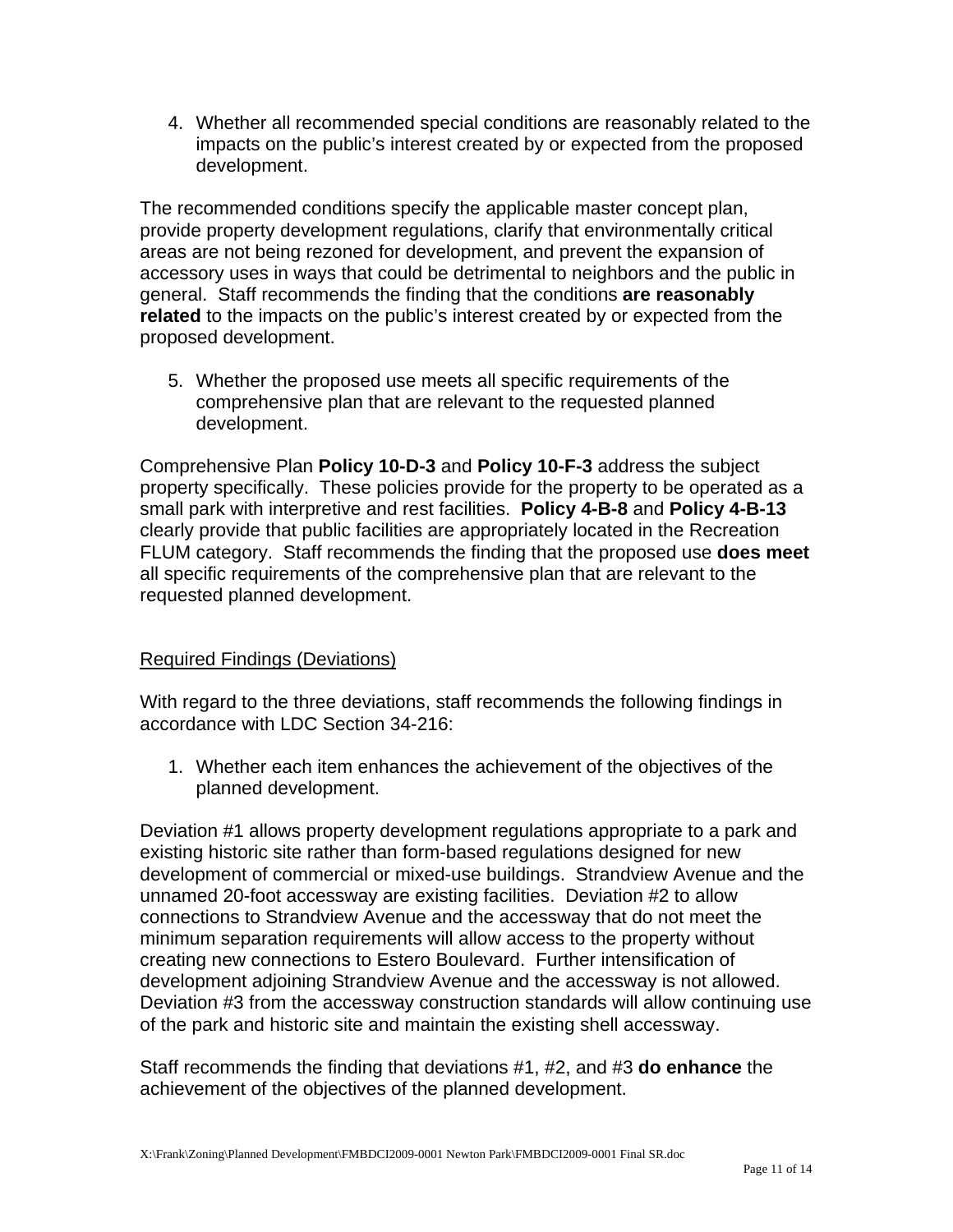4. Whether all recommended special conditions are reasonably related to the impacts on the public's interest created by or expected from the proposed development.

The recommended conditions specify the applicable master concept plan, provide property development regulations, clarify that environmentally critical areas are not being rezoned for development, and prevent the expansion of accessory uses in ways that could be detrimental to neighbors and the public in general. Staff recommends the finding that the conditions **are reasonably related** to the impacts on the public's interest created by or expected from the proposed development.

5. Whether the proposed use meets all specific requirements of the comprehensive plan that are relevant to the requested planned development.

Comprehensive Plan **Policy 10-D-3** and **Policy 10-F-3** address the subject property specifically. These policies provide for the property to be operated as a small park with interpretive and rest facilities. **Policy 4-B-8** and **Policy 4-B-13** clearly provide that public facilities are appropriately located in the Recreation FLUM category. Staff recommends the finding that the proposed use **does meet** all specific requirements of the comprehensive plan that are relevant to the requested planned development.

<u>Required Findings (Deviations)</u>

With regard to the three deviations, staff recommends the following findings in accordance with LDC Section 34-216:

1. Whether each item enhances the achievement of the objectives of the planned development.

Deviation #1 allows property development regulations appropriate to a park and existing historic site rather than form-based regulations designed for new development of commercial or mixed-use buildings. Strandview Avenue and the unnamed 20-foot accessway are existing facilities. Deviation #2 to allow connections to Strandview Avenue and the accessway that do not meet the minimum separation requirements will allow access to the property without creating new connections to Estero Boulevard. Further intensification of development adjoining Strandview Avenue and the accessway is not allowed. Deviation #3 from the accessway construction standards will allow continuing use of the park and historic site and maintain the existing shell accessway.

Staff recommends the finding that deviations #1, #2, and #3 **do enhance** the achievement of the objectives of the planned development.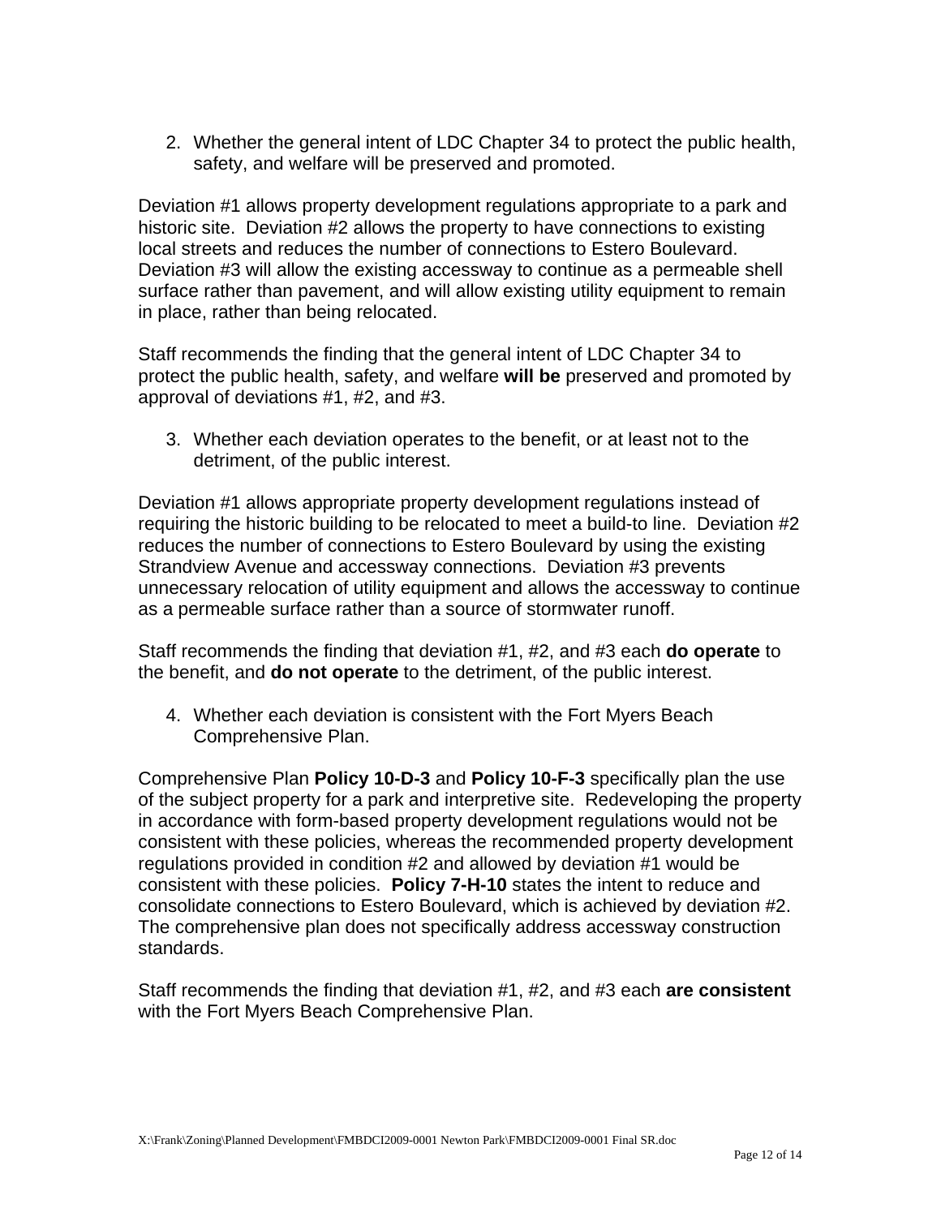2. Whether the general intent of LDC Chapter 34 to protect the public health, safety, and welfare will be preserved and promoted.

Deviation #1 allows property development regulations appropriate to a park and historic site. Deviation #2 allows the property to have connections to existing local streets and reduces the number of connections to Estero Boulevard. Deviation #3 will allow the existing accessway to continue as a permeable shell surface rather than pavement, and will allow existing utility equipment to remain in place, rather than being relocated.

Staff recommends the finding that the general intent of LDC Chapter 34 to protect the public health, safety, and welfare **will be** preserved and promoted by approval of deviations #1, #2, and #3.

3. Whether each deviation operates to the benefit, or at least not to the detriment, of the public interest.

Deviation #1 allows appropriate property development regulations instead of requiring the historic building to be relocated to meet a build-to line. Deviation #2 reduces the number of connections to Estero Boulevard by using the existing Strandview Avenue and accessway connections. Deviation #3 prevents unnecessary relocation of utility equipment and allows the accessway to continue as a permeable surface rather than a source of stormwater runoff.

Staff recommends the finding that deviation #1, #2, and #3 each **do operate** to the benefit, and **do not operate** to the detriment, of the public interest.

4. Whether each deviation is consistent with the Fort Myers Beach Comprehensive Plan.

Comprehensive Plan **Policy 10-D-3** and **Policy 10-F-3** specifically plan the use of the subject property for a park and interpretive site. Redeveloping the property in accordance with form-based property development regulations would not be consistent with these policies, whereas the recommended property development regulations provided in condition #2 and allowed by deviation #1 would be consistent with these policies. **Policy 7-H-10** states the intent to reduce and consolidate connections to Estero Boulevard, which is achieved by deviation #2. The comprehensive plan does not specifically address accessway construction standards.

Staff recommends the finding that deviation #1, #2, and #3 each **are consistent** with the Fort Myers Beach Comprehensive Plan.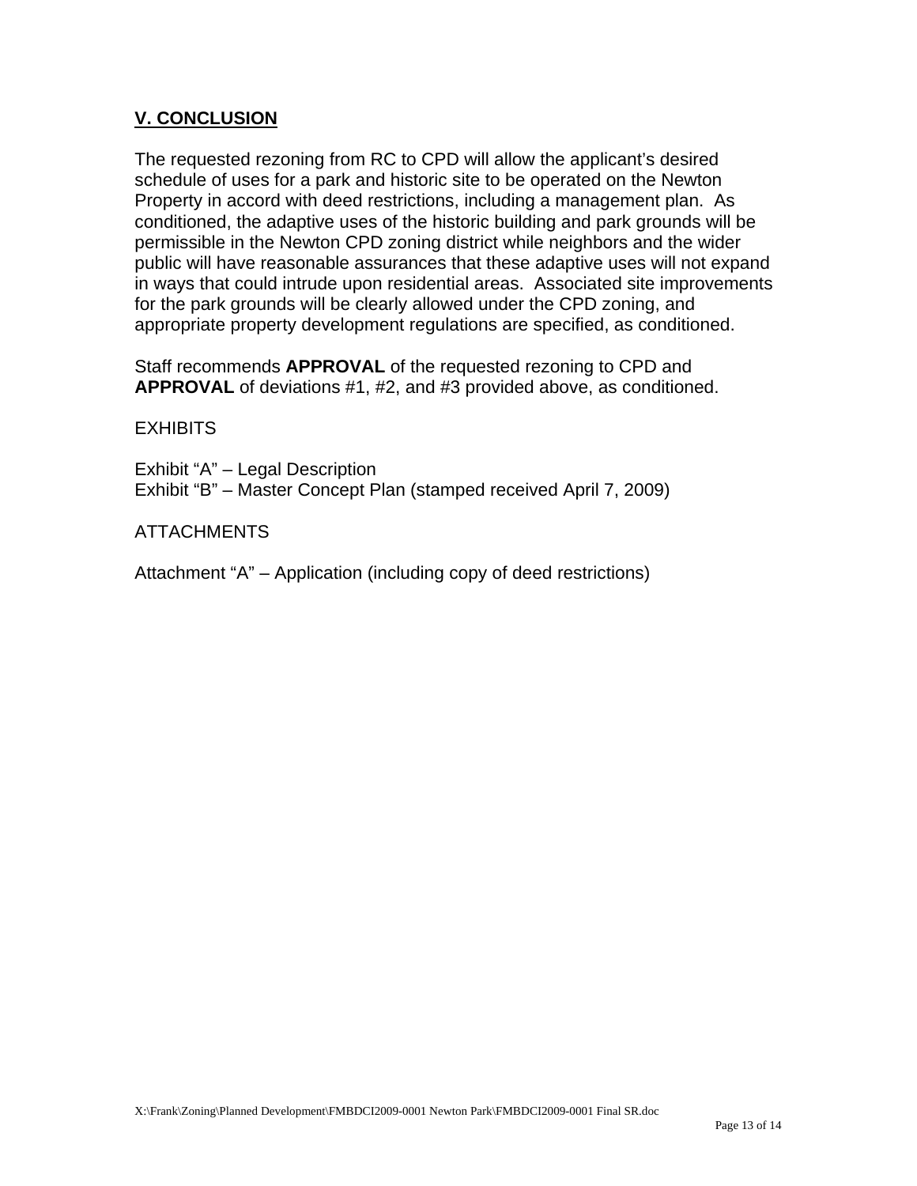## V. CONCLUSION

The requested rezoning from RC to CPD will allow the applicant's desired schedule of uses for a park and historic site to be operated on the Newton Property in accord with deed restrictions, including a management plan. As conditioned, the adaptive uses of the historic building and park grounds will be permissible in the Newton CPD zoning district while neighbors and the wider public will have reasonable assurances that these adaptive uses will not expand in ways that could intrude upon residential areas. Associated site improvements for the park grounds will be clearly allowed under the CPD zoning, and appropriate property development regulations are specified, as conditioned.

Staff recommends **APPROVAL** of the requested rezoning to CPD and **APPROVAL** of deviations #1, #2, and #3 provided above, as conditioned.

EXHIBITS

Exhibit "A" – Legal Description
Exhibit "B" – Master Concept Plan (stamped received April 7, 2009)

ATTACHMENTS

Attachment "A" – Application (including copy of deed restrictions)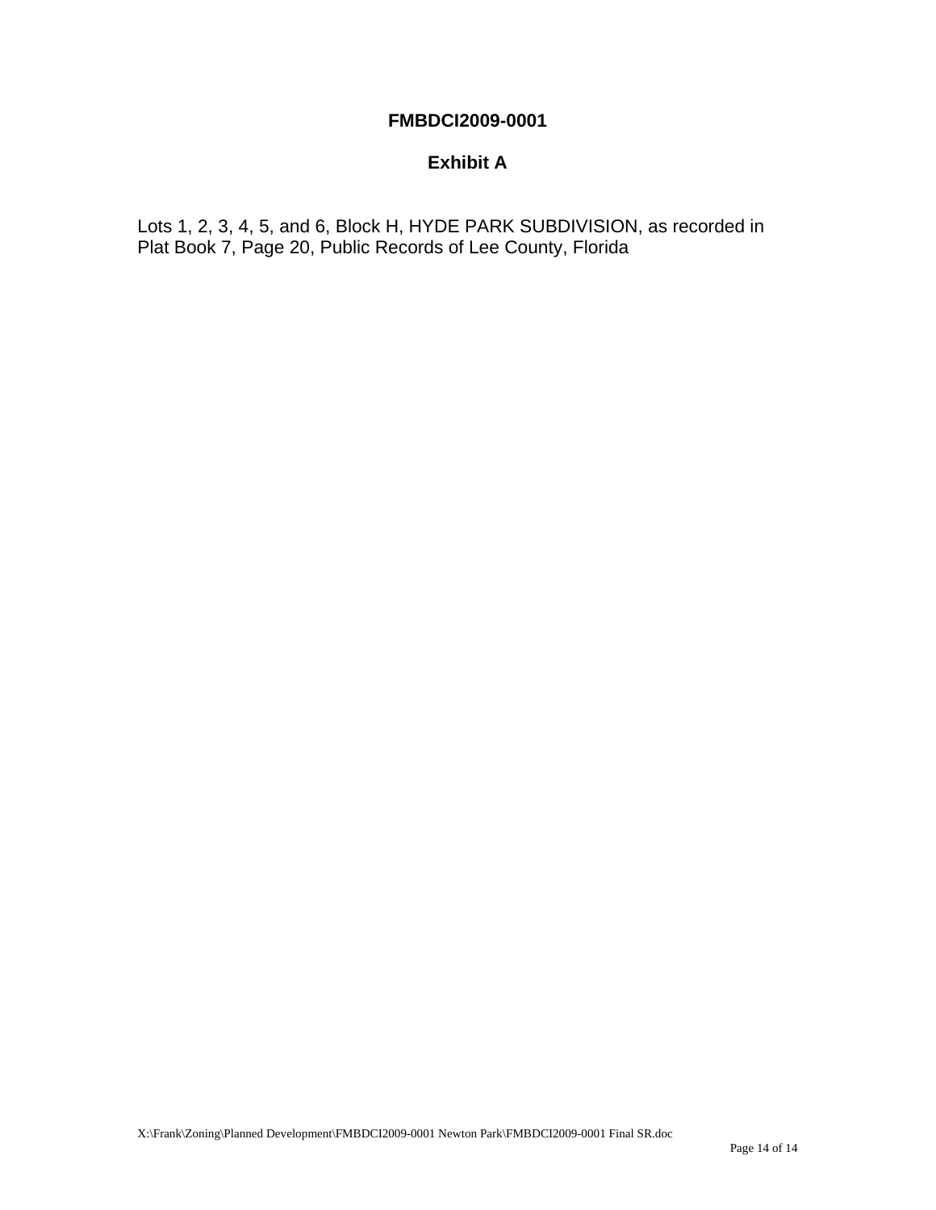**FMBDCI2009-0001**

**Exhibit A**

Lots 1, 2, 3, 4, 5, and 6, Block H, HYDE PARK SUBDIVISION, as recorded in Plat Book 7, Page 20, Public Records of Lee County, Florida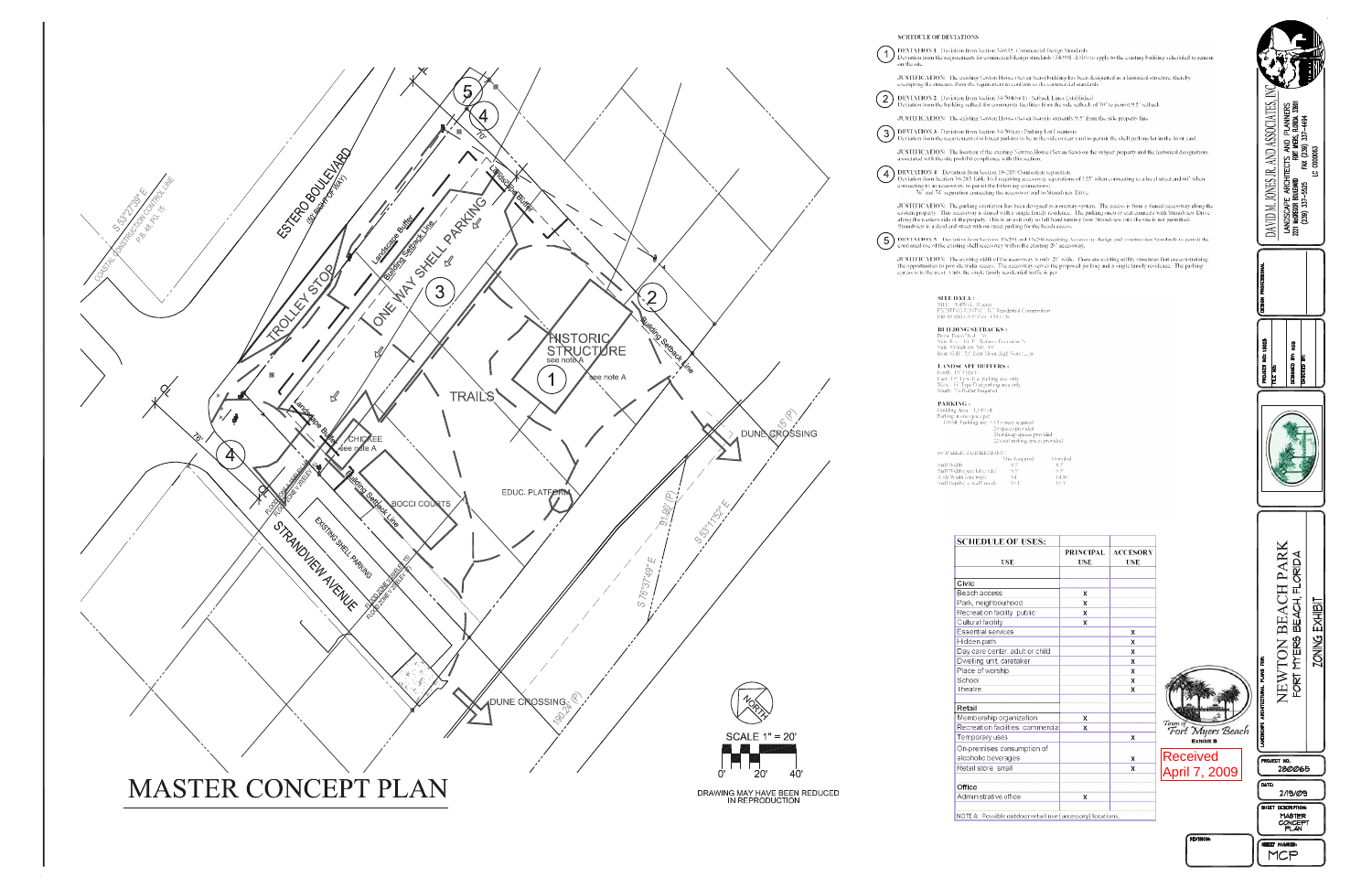# MASTER CONCEPT PLAN

## SCHEDULE OF DEVIATIONS

(1) **DEVIATION 1:** Deviation from Section 34-635: Commercial Design Standards
Deviation from the requirements for commercial design standards (34-991 -1010) to apply to the existing building scheduled to remain on the site.

**JUSTIFICATION:** The existing Newton House (Seven Seas) building has been designated as a historical structure thereby exempting the structure from the requirement to conform to the commercial standards.

(2) **DEVIATION 2:** Deviation from Section 34-704(b)(1): Setback Lines Established
Deviation from the building setback for community facilities from the side setback of 10' to permit 9.5' setback.

**JUSTIFICATION:** The existing Newton House (Seven Seas) is currently 9.5' from the side property line.

(3) **DEVIATION 3:** Deviation from Section 34-2016(a): Parking Lot Locations
Deviation from the requirement of off-street parking to be in the side or rear yard to permit the shell parking lot in the front yard.

**JUSTIFICATION:** The location of the existing Newton House (Seven Seas) on the subject property and the historical designations associated with the site prohibit compliance with this section.

(4) **DEVIATION 4:** Deviation from Section 10-285 (Connection separation)
Deviation from Section 10-285 Table 10-1 requiring accessway separations of 125' when connecting to a local street and 60' when connecting to an accessway, to permit the following connections:
76' and 74' separation connecting the accessway and to Strandview Drive.

**JUSTIFICATION:** The parking circulation has been designed as a oneway system. The access is from a shared accessway along the western property. This accessway is shared with a single family residence. The parking oneway exit connects with Strandview Drive along the eastern side of the property. This is an exit only so left hand turning from Strandview onto the site is not permitted. Strandview is a dead end street with on-street parking for the beach access.

(5) **DEVIATION 5:** Deviation from Sections 10-291 and 10-296 requiring Accessway Design and construction Standards to permit the continued use of the existing shell accessway within the existing 20' accessway.

**JUSTIFICATION:** The existing width of the accessway is only 20' wide. There are existing utility structures that are constraining the opportunities to provide wider access. The accessway serves the proposed parking and a single family residence. The parking egress is to the east. Only the single family residential traffic is per

## SITE DATA:

SITE: 3.49 (+/-) Acres
EXISTING ZONING: RC Residential Conservation
PROPOSED ZONING: CPD

## BUILDING SETBACKS:

Front (Estero Blvd.): 20'
Side (East): 10' 9.5' (Refer to Deviation 2)
Side (Strandview Ave.): 10'
Rear (Gulf): 75' from Mean High Water Line

## LANDSCAPE BUFFERS:

North: 15' Type D
East: 15' Type E at parking area only
West: 15' Type D at parking area only
South: No Buffer Required

## PARKING:

Building Area: 1,689 s.f.
Parking at one space per 150 s.f. building area = 15 spaces required
20 spaces provided
2 handicap spaces provided
22 total parking spaces provided

90° PARKING DIMENSIONS:

| | Min. Required | Provided |
|---|---|---|
| Stall Width | 8.5' | 8.5' |
| Stall Width (parallel to aisle) | 9.5' | 9.5' |
| Aisle Width (one way) | 14' | 14.36' |
| Stall Depth (to wall stall) | 19.1' | 19.1' |

## SCHEDULE OF USES:

| USE | PRINCIPAL USE | ACCESORY USE |
|---|---|---|
| **Civic** | | |
| Beach access | X | |
| Park, neighbourhood | X | |
| Recreation facility, public | X | |
| Cultural facility | X | |
| Essential services | | X |
| Hidden path | | X |
| Day care center, adult or child | | X |
| Dwelling unit, caretaker | | X |
| Place of worship | | X |
| School | | X |
| Theatre | | X |
| **Retail** | | |
| Membership organization | X | |
| Recreation facilities: commercial | X | |
| Temporary uses | | X |
| On-premises consumption of alcoholic beverages | | X |
| Retail store, small | | X |
| **Office** | | |
| Administrative office | X | |

NOTE A: Possible outdoor retail use (accessory) locations.

Town of Fort Myers Beach
Exhibit B

Received
April 7, 2009

ESTERO BOULEVARD (50' RIGHT OF WAY)
STRANDVIEW AVENUE
COASTAL CONSTRUCTION CONTROL LINE S 53°27'30" E P.B. 48, PG. 15
TROLLEY STOP
Landscape Buffer
Building Setback Line
ONE WAY SHELL PARKING
HISTORIC STRUCTURE see note A
TRAILS
CHICKEE see note A
BOCCI COURTS
EDUC. PLATFORM
EXISTING SHELL PARKING
FLOOD ZONE V-15 (EL 15)
FLOOD ZONE VE (EL 15)
DUNE CROSSING
DUNE CROSSING
70'
76'
45' (P)
91.90' (P)
190.24' (P)
S 53°11'52" E
S 76°37'49" E

NORTH
SCALE 1" = 20'
0' 20' 40'
DRAWING MAY HAVE BEEN REDUCED IN REPRODUCTION

DAVID M. JONES JR. AND ASSOCIATES, INC.
LANDSCAPE ARCHITECTS AND PLANNERS
2221 McGREGOR BOULEVARD FORT MYERS, FLORIDA 33901
(239) 337-2525 FAX (239) 337-4494
LC C000063

DESIGN PROFESSIONAL:
PROJECT NO: 18625
FILE NO:
DESIGNED BY: MDB
CHECKED BY:

LANDSCAPE ARCHITECTURAL PLANS FOR:
NEWTON BEACH PARK
FORT MYERS BEACH, FLORIDA
ZONING EXHIBIT

REVISION:
PROJECT NO. 280065
DATE: 2/19/09
SHEET DESCRIPTION: MASTER CONCEPT PLAN
SHEET NUMBER: MCP